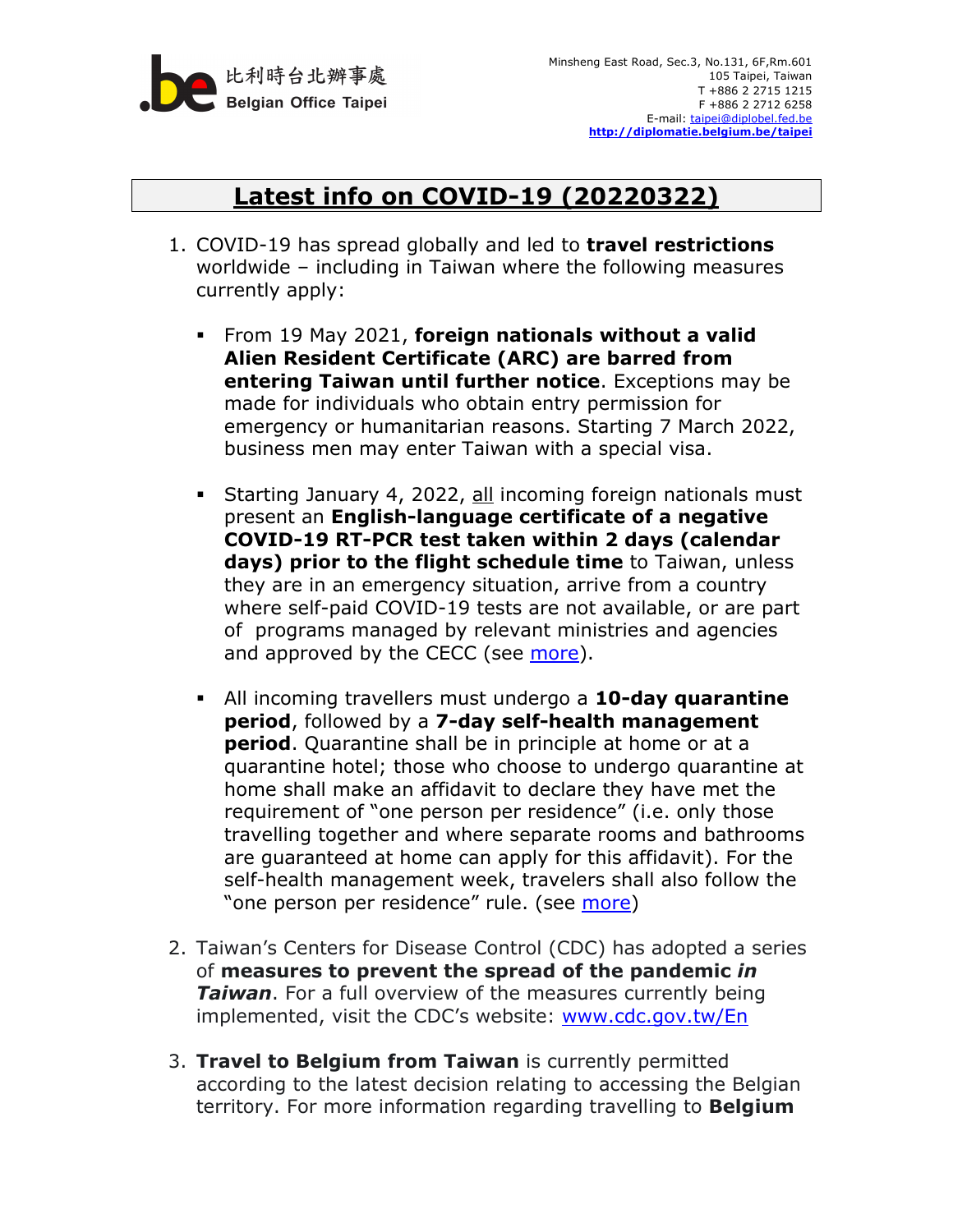比利時台北辦事處
Belgian Office Taipei

Minsheng East Road, Sec.3, No.131, 6F,Rm.601
105 Taipei, Taiwan
T +886 2 2715 1215
F +886 2 2712 6258
E-mail: taipei@diplobel.fed.be
**http://diplomatie.belgium.be/taipei**

# Latest info on COVID-19 (20220322)

1. COVID-19 has spread globally and led to **travel restrictions** worldwide – including in Taiwan where the following measures currently apply:

   - From 19 May 2021, **foreign nationals without a valid Alien Resident Certificate (ARC) are barred from entering Taiwan until further notice**. Exceptions may be made for individuals who obtain entry permission for emergency or humanitarian reasons. Starting 7 March 2022, business men may enter Taiwan with a special visa.

   - Starting January 4, 2022, all incoming foreign nationals must present an **English-language certificate of a negative COVID-19 RT-PCR test taken within 2 days (calendar days) prior to the flight schedule time** to Taiwan, unless they are in an emergency situation, arrive from a country where self-paid COVID-19 tests are not available, or are part of programs managed by relevant ministries and agencies and approved by the CECC (see more).

   - All incoming travellers must undergo a **10-day quarantine period**, followed by a **7-day self-health management period**. Quarantine shall be in principle at home or at a quarantine hotel; those who choose to undergo quarantine at home shall make an affidavit to declare they have met the requirement of "one person per residence" (i.e. only those travelling together and where separate rooms and bathrooms are guaranteed at home can apply for this affidavit). For the self-health management week, travelers shall also follow the "one person per residence" rule. (see more)

2. Taiwan's Centers for Disease Control (CDC) has adopted a series of **measures to prevent the spread of the pandemic *in Taiwan***. For a full overview of the measures currently being implemented, visit the CDC's website: www.cdc.gov.tw/En

3. **Travel to Belgium from Taiwan** is currently permitted according to the latest decision relating to accessing the Belgian territory. For more information regarding travelling to **Belgium**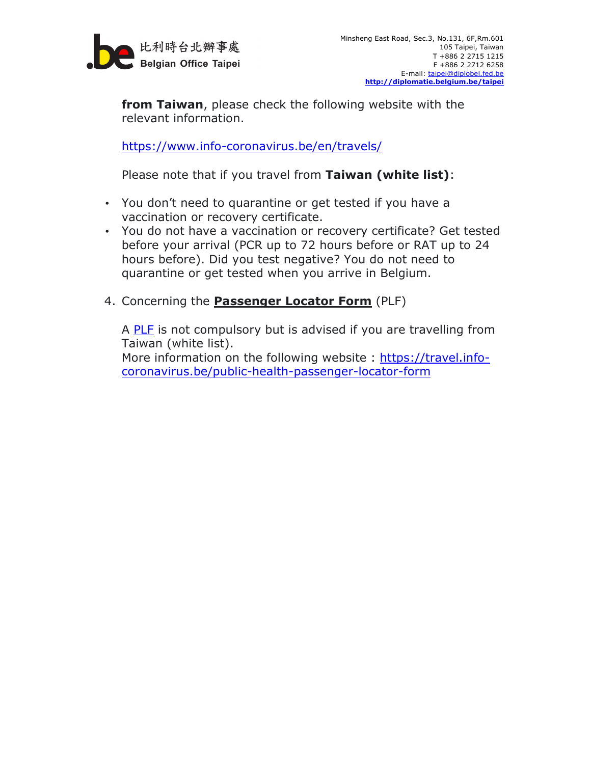**from Taiwan**, please check the following website with the relevant information.

https://www.info-coronavirus.be/en/travels/

Please note that if you travel from **Taiwan (white list)**:

- You don't need to quarantine or get tested if you have a vaccination or recovery certificate.
- You do not have a vaccination or recovery certificate? Get tested before your arrival (PCR up to 72 hours before or RAT up to 24 hours before). Did you test negative? You do not need to quarantine or get tested when you arrive in Belgium.

4. Concerning the **Passenger Locator Form** (PLF)

   A PLF is not compulsory but is advised if you are travelling from Taiwan (white list).
   More information on the following website : https://travel.info-coronavirus.be/public-health-passenger-locator-form